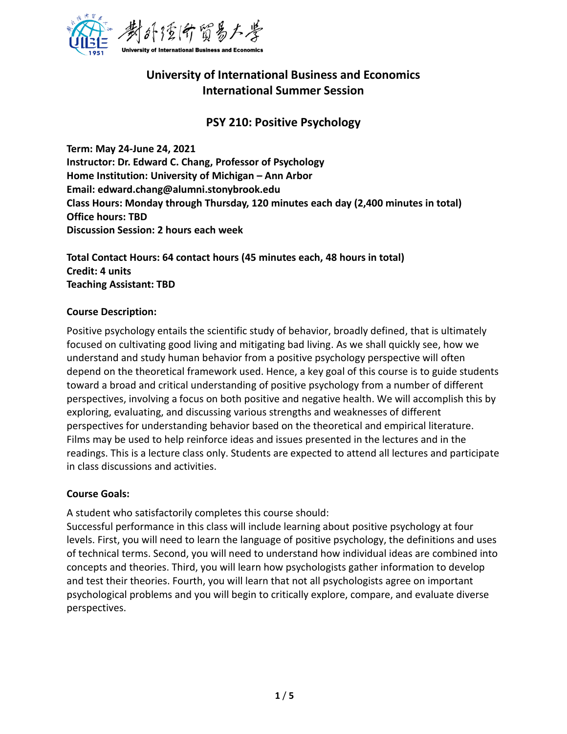# University of International Business and Economics
# International Summer Session

## PSY 210: Positive Psychology

**Term: May 24-June 24, 2021**
**Instructor: Dr. Edward C. Chang, Professor of Psychology**
**Home Institution: University of Michigan – Ann Arbor**
**Email: edward.chang@alumni.stonybrook.edu**
**Class Hours: Monday through Thursday, 120 minutes each day (2,400 minutes in total)**
**Office hours: TBD**
**Discussion Session: 2 hours each week**

**Total Contact Hours: 64 contact hours (45 minutes each, 48 hours in total)**
**Credit: 4 units**
**Teaching Assistant: TBD**

**Course Description:**

Positive psychology entails the scientific study of behavior, broadly defined, that is ultimately focused on cultivating good living and mitigating bad living. As we shall quickly see, how we understand and study human behavior from a positive psychology perspective will often depend on the theoretical framework used. Hence, a key goal of this course is to guide students toward a broad and critical understanding of positive psychology from a number of different perspectives, involving a focus on both positive and negative health. We will accomplish this by exploring, evaluating, and discussing various strengths and weaknesses of different perspectives for understanding behavior based on the theoretical and empirical literature. Films may be used to help reinforce ideas and issues presented in the lectures and in the readings. This is a lecture class only. Students are expected to attend all lectures and participate in class discussions and activities.

**Course Goals:**

A student who satisfactorily completes this course should:
Successful performance in this class will include learning about positive psychology at four levels. First, you will need to learn the language of positive psychology, the definitions and uses of technical terms. Second, you will need to understand how individual ideas are combined into concepts and theories. Third, you will learn how psychologists gather information to develop and test their theories. Fourth, you will learn that not all psychologists agree on important psychological problems and you will begin to critically explore, compare, and evaluate diverse perspectives.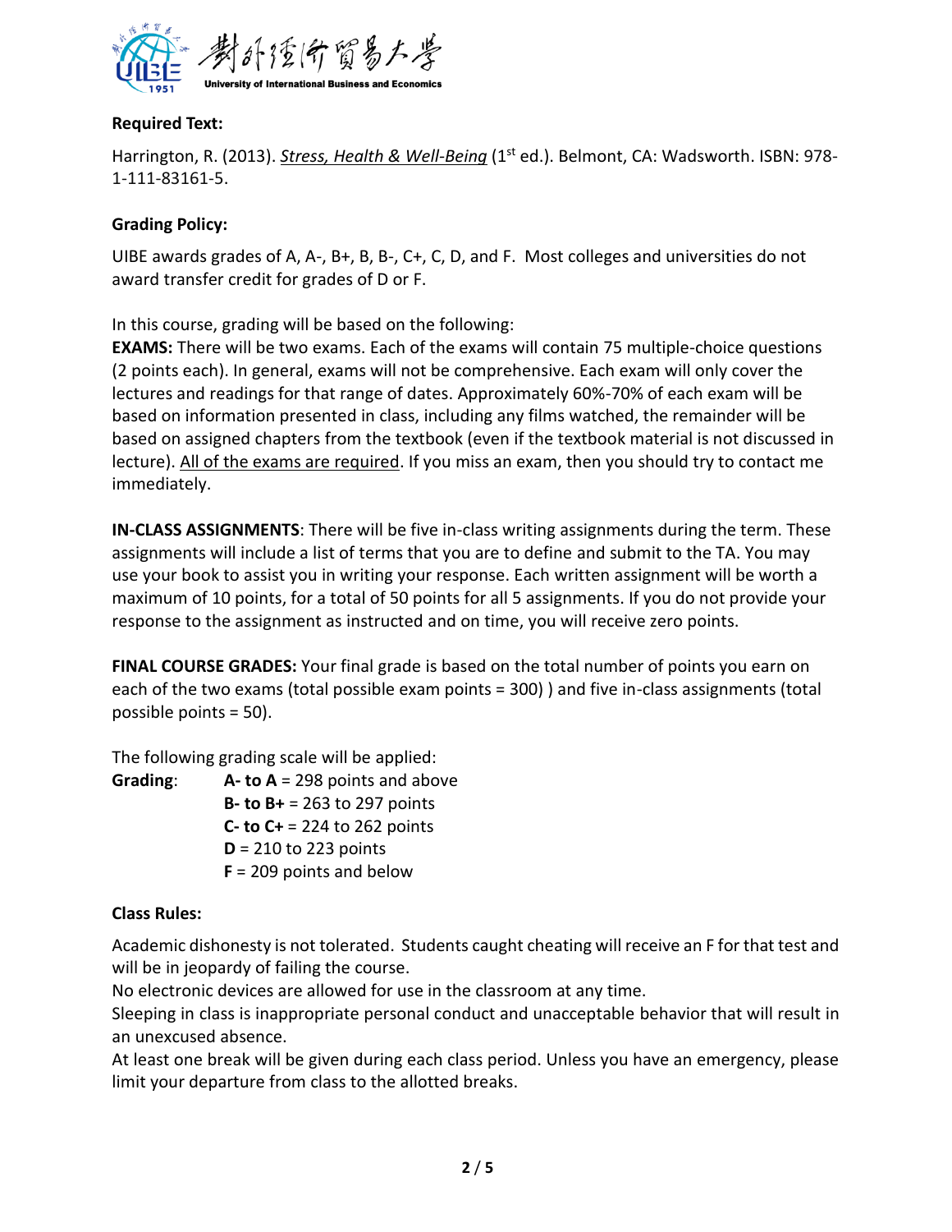**Required Text:**

Harrington, R. (2013). ***Stress, Health & Well-Being*** (1st ed.). Belmont, CA: Wadsworth. ISBN: 978-1-111-83161-5.

**Grading Policy:**

UIBE awards grades of A, A-, B+, B, B-, C+, C, D, and F. Most colleges and universities do not award transfer credit for grades of D or F.

In this course, grading will be based on the following:

**EXAMS:** There will be two exams. Each of the exams will contain 75 multiple-choice questions (2 points each). In general, exams will not be comprehensive. Each exam will only cover the lectures and readings for that range of dates. Approximately 60%-70% of each exam will be based on information presented in class, including any films watched, the remainder will be based on assigned chapters from the textbook (even if the textbook material is not discussed in lecture). All of the exams are required. If you miss an exam, then you should try to contact me immediately.

**IN-CLASS ASSIGNMENTS**: There will be five in-class writing assignments during the term. These assignments will include a list of terms that you are to define and submit to the TA. You may use your book to assist you in writing your response. Each written assignment will be worth a maximum of 10 points, for a total of 50 points for all 5 assignments. If you do not provide your response to the assignment as instructed and on time, you will receive zero points.

**FINAL COURSE GRADES:** Your final grade is based on the total number of points you earn on each of the two exams (total possible exam points = 300) ) and five in-class assignments (total possible points = 50).

The following grading scale will be applied:

**Grading**:
- **A- to A** = 298 points and above
- **B- to B+** = 263 to 297 points
- **C- to C+** = 224 to 262 points
- **D** = 210 to 223 points
- **F** = 209 points and below

**Class Rules:**

Academic dishonesty is not tolerated. Students caught cheating will receive an F for that test and will be in jeopardy of failing the course.

No electronic devices are allowed for use in the classroom at any time.

Sleeping in class is inappropriate personal conduct and unacceptable behavior that will result in an unexcused absence.

At least one break will be given during each class period. Unless you have an emergency, please limit your departure from class to the allotted breaks.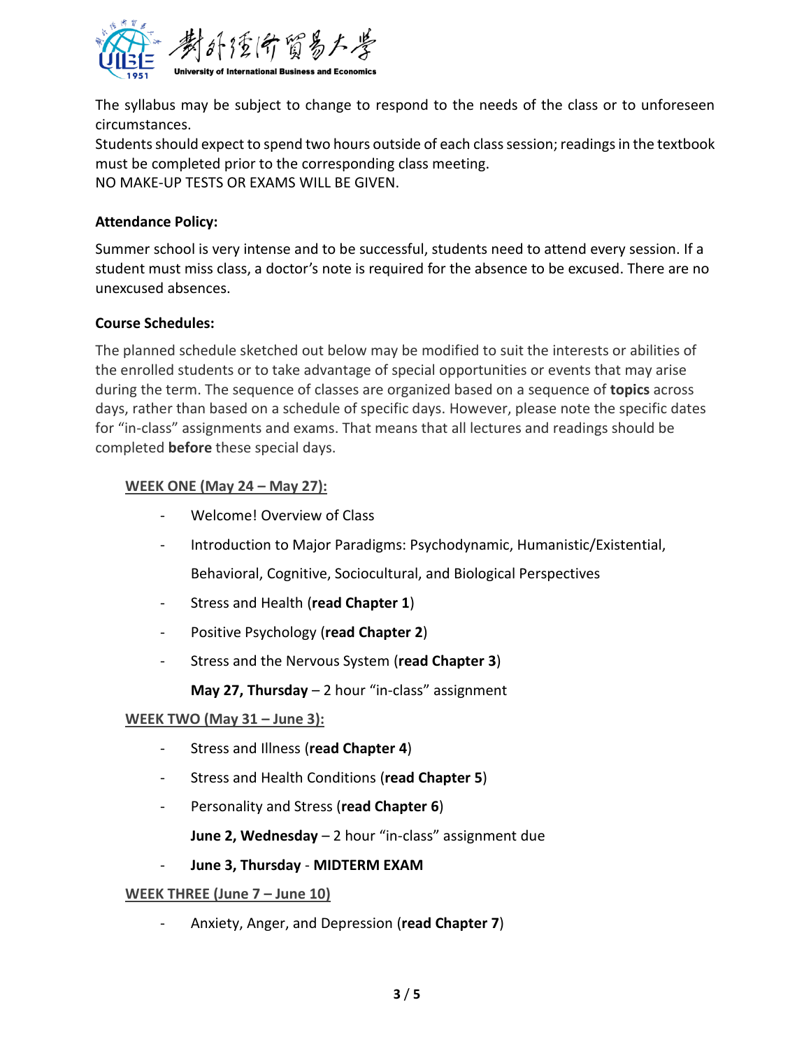The syllabus may be subject to change to respond to the needs of the class or to unforeseen circumstances.
Students should expect to spend two hours outside of each class session; readings in the textbook must be completed prior to the corresponding class meeting.
NO MAKE-UP TESTS OR EXAMS WILL BE GIVEN.

**Attendance Policy:**

Summer school is very intense and to be successful, students need to attend every session. If a student must miss class, a doctor's note is required for the absence to be excused. There are no unexcused absences.

**Course Schedules:**

The planned schedule sketched out below may be modified to suit the interests or abilities of the enrolled students or to take advantage of special opportunities or events that may arise during the term. The sequence of classes are organized based on a sequence of **topics** across days, rather than based on a schedule of specific days. However, please note the specific dates for "in-class" assignments and exams. That means that all lectures and readings should be completed **before** these special days.

**WEEK ONE (May 24 – May 27):**

- Welcome! Overview of Class
- Introduction to Major Paradigms: Psychodynamic, Humanistic/Existential, Behavioral, Cognitive, Sociocultural, and Biological Perspectives
- Stress and Health (**read Chapter 1**)
- Positive Psychology (**read Chapter 2**)
- Stress and the Nervous System (**read Chapter 3**)

  **May 27, Thursday** – 2 hour "in-class" assignment

**WEEK TWO (May 31 – June 3):**

- Stress and Illness (**read Chapter 4**)
- Stress and Health Conditions (**read Chapter 5**)
- Personality and Stress (**read Chapter 6**)

  **June 2, Wednesday** – 2 hour "in-class" assignment due

- **June 3, Thursday** - **MIDTERM EXAM**

**WEEK THREE (June 7 – June 10)**

- Anxiety, Anger, and Depression (**read Chapter 7**)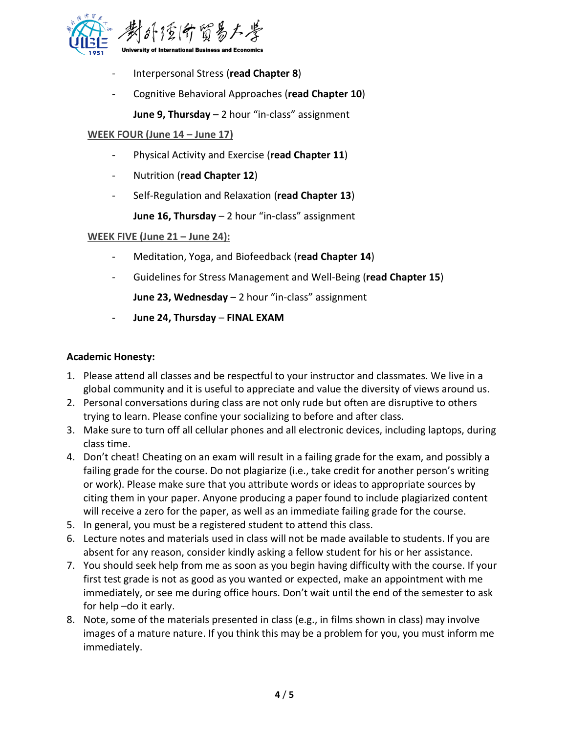- Interpersonal Stress (**read Chapter 8**)
- Cognitive Behavioral Approaches (**read Chapter 10**)

  **June 9, Thursday** – 2 hour "in-class" assignment

WEEK FOUR (June 14 – June 17)

- Physical Activity and Exercise (**read Chapter 11**)
- Nutrition (**read Chapter 12**)
- Self-Regulation and Relaxation (**read Chapter 13**)

  **June 16, Thursday** – 2 hour "in-class" assignment

WEEK FIVE (June 21 – June 24):

- Meditation, Yoga, and Biofeedback (**read Chapter 14**)
- Guidelines for Stress Management and Well-Being (**read Chapter 15**)

  **June 23, Wednesday** – 2 hour "in-class" assignment
- **June 24, Thursday – FINAL EXAM**

**Academic Honesty:**

1. Please attend all classes and be respectful to your instructor and classmates. We live in a global community and it is useful to appreciate and value the diversity of views around us.
2. Personal conversations during class are not only rude but often are disruptive to others trying to learn. Please confine your socializing to before and after class.
3. Make sure to turn off all cellular phones and all electronic devices, including laptops, during class time.
4. Don't cheat! Cheating on an exam will result in a failing grade for the exam, and possibly a failing grade for the course. Do not plagiarize (i.e., take credit for another person's writing or work). Please make sure that you attribute words or ideas to appropriate sources by citing them in your paper. Anyone producing a paper found to include plagiarized content will receive a zero for the paper, as well as an immediate failing grade for the course.
5. In general, you must be a registered student to attend this class.
6. Lecture notes and materials used in class will not be made available to students. If you are absent for any reason, consider kindly asking a fellow student for his or her assistance.
7. You should seek help from me as soon as you begin having difficulty with the course. If your first test grade is not as good as you wanted or expected, make an appointment with me immediately, or see me during office hours. Don't wait until the end of the semester to ask for help –do it early.
8. Note, some of the materials presented in class (e.g., in films shown in class) may involve images of a mature nature. If you think this may be a problem for you, you must inform me immediately.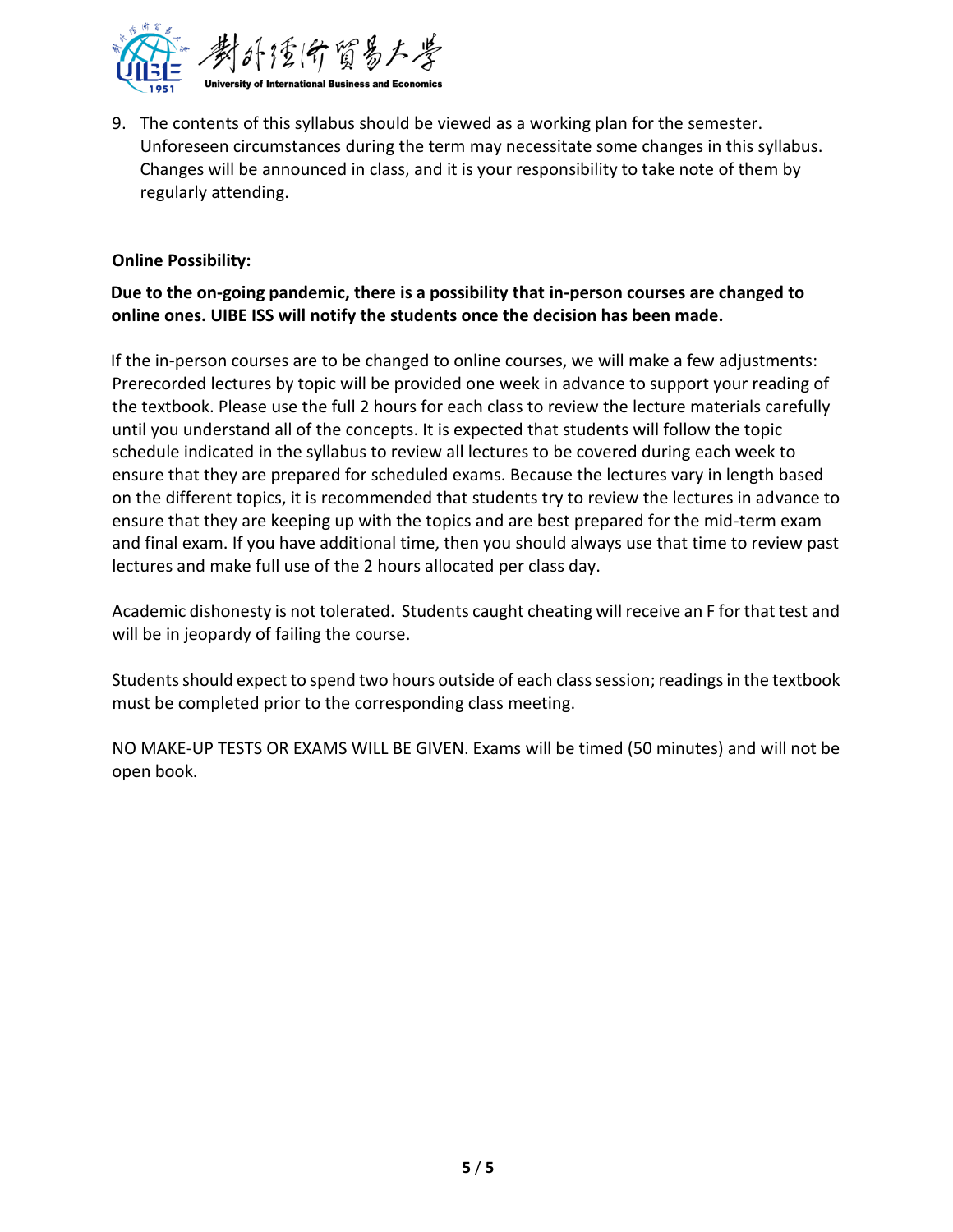9. The contents of this syllabus should be viewed as a working plan for the semester. Unforeseen circumstances during the term may necessitate some changes in this syllabus. Changes will be announced in class, and it is your responsibility to take note of them by regularly attending.

**Online Possibility:**

**Due to the on-going pandemic, there is a possibility that in-person courses are changed to online ones. UIBE ISS will notify the students once the decision has been made.**

If the in-person courses are to be changed to online courses, we will make a few adjustments: Prerecorded lectures by topic will be provided one week in advance to support your reading of the textbook. Please use the full 2 hours for each class to review the lecture materials carefully until you understand all of the concepts. It is expected that students will follow the topic schedule indicated in the syllabus to review all lectures to be covered during each week to ensure that they are prepared for scheduled exams. Because the lectures vary in length based on the different topics, it is recommended that students try to review the lectures in advance to ensure that they are keeping up with the topics and are best prepared for the mid-term exam and final exam. If you have additional time, then you should always use that time to review past lectures and make full use of the 2 hours allocated per class day.

Academic dishonesty is not tolerated. Students caught cheating will receive an F for that test and will be in jeopardy of failing the course.

Students should expect to spend two hours outside of each class session; readings in the textbook must be completed prior to the corresponding class meeting.

NO MAKE-UP TESTS OR EXAMS WILL BE GIVEN. Exams will be timed (50 minutes) and will not be open book.